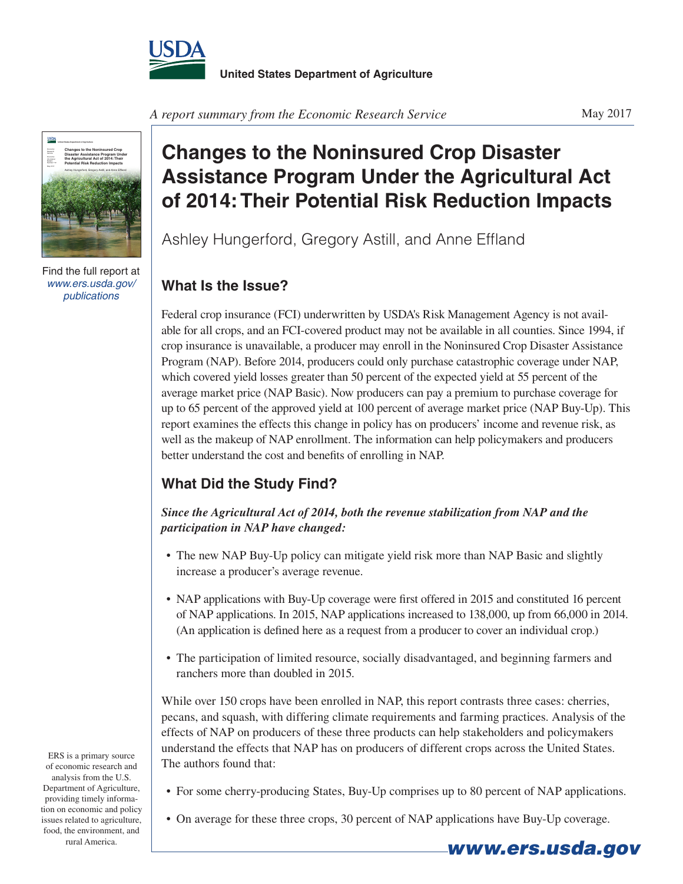United States Department of Agriculture

*A report summary from the Economic Research Service*

May 2017

Find the full report at *www.ers.usda.gov/publications*

# Changes to the Noninsured Crop Disaster Assistance Program Under the Agricultural Act of 2014: Their Potential Risk Reduction Impacts

Ashley Hungerford, Gregory Astill, and Anne Effland

## What Is the Issue?

Federal crop insurance (FCI) underwritten by USDA's Risk Management Agency is not available for all crops, and an FCI-covered product may not be available in all counties. Since 1994, if crop insurance is unavailable, a producer may enroll in the Noninsured Crop Disaster Assistance Program (NAP). Before 2014, producers could only purchase catastrophic coverage under NAP, which covered yield losses greater than 50 percent of the expected yield at 55 percent of the average market price (NAP Basic). Now producers can pay a premium to purchase coverage for up to 65 percent of the approved yield at 100 percent of average market price (NAP Buy-Up). This report examines the effects this change in policy has on producers' income and revenue risk, as well as the makeup of NAP enrollment. The information can help policymakers and producers better understand the cost and benefits of enrolling in NAP.

## What Did the Study Find?

***Since the Agricultural Act of 2014, both the revenue stabilization from NAP and the participation in NAP have changed:***

- The new NAP Buy-Up policy can mitigate yield risk more than NAP Basic and slightly increase a producer's average revenue.
- NAP applications with Buy-Up coverage were first offered in 2015 and constituted 16 percent of NAP applications. In 2015, NAP applications increased to 138,000, up from 66,000 in 2014. (An application is defined here as a request from a producer to cover an individual crop.)
- The participation of limited resource, socially disadvantaged, and beginning farmers and ranchers more than doubled in 2015.

While over 150 crops have been enrolled in NAP, this report contrasts three cases: cherries, pecans, and squash, with differing climate requirements and farming practices. Analysis of the effects of NAP on producers of these three products can help stakeholders and policymakers understand the effects that NAP has on producers of different crops across the United States. The authors found that:

- For some cherry-producing States, Buy-Up comprises up to 80 percent of NAP applications.
- On average for these three crops, 30 percent of NAP applications have Buy-Up coverage.

ERS is a primary source of economic research and analysis from the U.S. Department of Agriculture, providing timely information on economic and policy issues related to agriculture, food, the environment, and rural America.

www.ers.usda.gov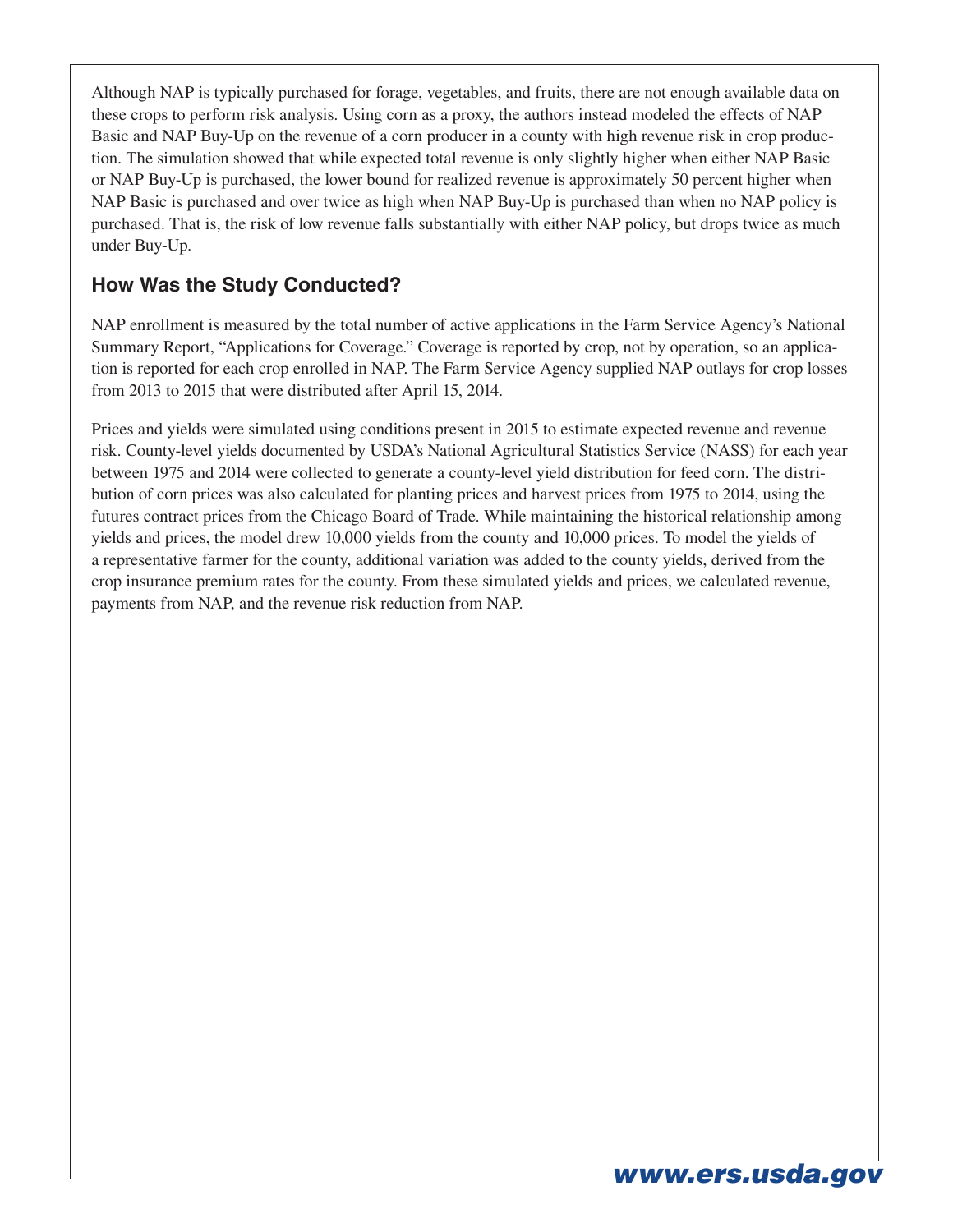Although NAP is typically purchased for forage, vegetables, and fruits, there are not enough available data on these crops to perform risk analysis. Using corn as a proxy, the authors instead modeled the effects of NAP Basic and NAP Buy-Up on the revenue of a corn producer in a county with high revenue risk in crop production. The simulation showed that while expected total revenue is only slightly higher when either NAP Basic or NAP Buy-Up is purchased, the lower bound for realized revenue is approximately 50 percent higher when NAP Basic is purchased and over twice as high when NAP Buy-Up is purchased than when no NAP policy is purchased. That is, the risk of low revenue falls substantially with either NAP policy, but drops twice as much under Buy-Up.

## How Was the Study Conducted?

NAP enrollment is measured by the total number of active applications in the Farm Service Agency's National Summary Report, "Applications for Coverage." Coverage is reported by crop, not by operation, so an application is reported for each crop enrolled in NAP. The Farm Service Agency supplied NAP outlays for crop losses from 2013 to 2015 that were distributed after April 15, 2014.

Prices and yields were simulated using conditions present in 2015 to estimate expected revenue and revenue risk. County-level yields documented by USDA's National Agricultural Statistics Service (NASS) for each year between 1975 and 2014 were collected to generate a county-level yield distribution for feed corn. The distribution of corn prices was also calculated for planting prices and harvest prices from 1975 to 2014, using the futures contract prices from the Chicago Board of Trade. While maintaining the historical relationship among yields and prices, the model drew 10,000 yields from the county and 10,000 prices. To model the yields of a representative farmer for the county, additional variation was added to the county yields, derived from the crop insurance premium rates for the county. From these simulated yields and prices, we calculated revenue, payments from NAP, and the revenue risk reduction from NAP.